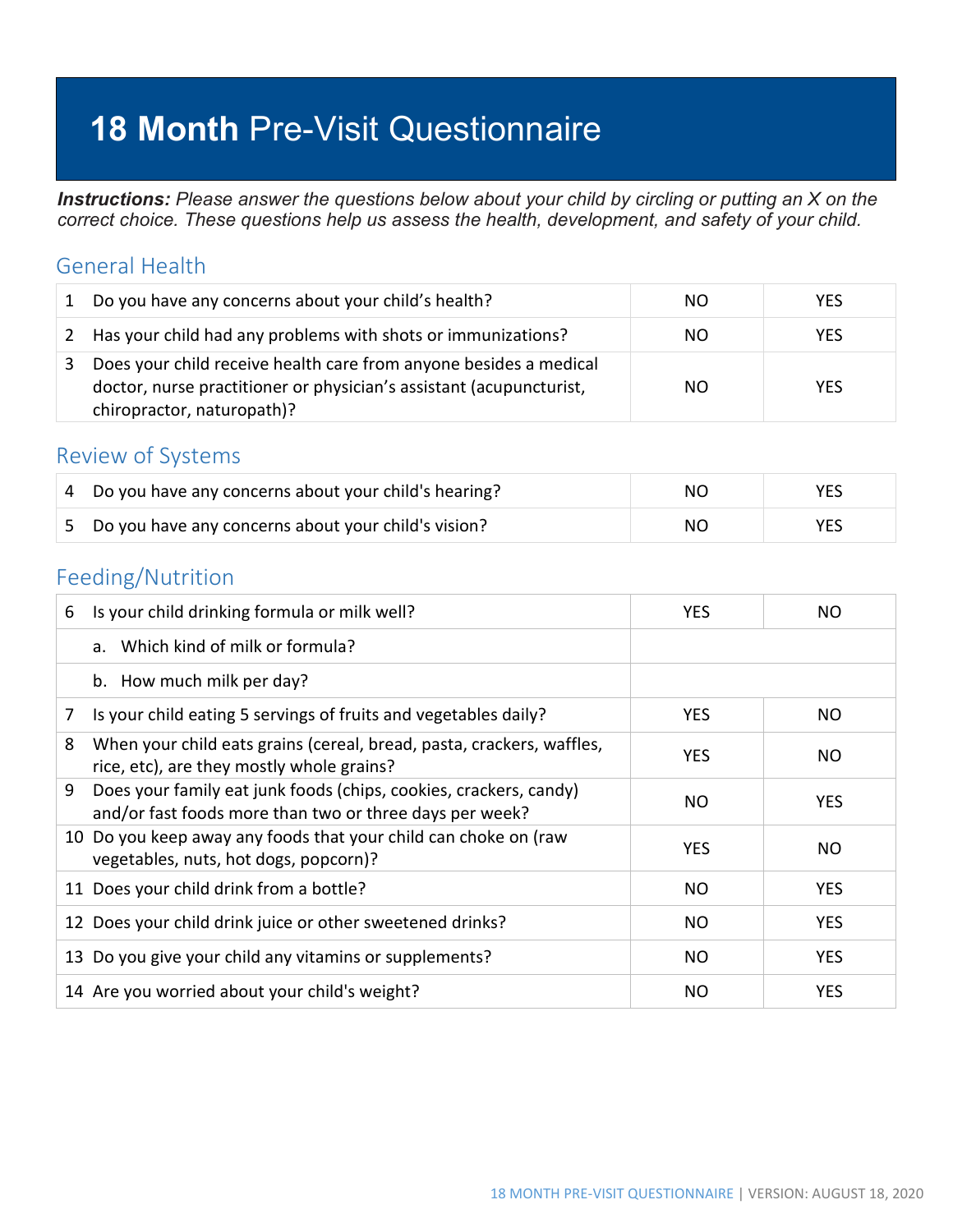# **18 Month** Pre-Visit Questionnaire

***Instructions:*** *Please answer the questions below about your child by circling or putting an X on the correct choice. These questions help us assess the health, development, and safety of your child.*

## General Health

| | | | |
|---|---|---|---|
| 1 | Do you have any concerns about your child's health? | NO | YES |
| 2 | Has your child had any problems with shots or immunizations? | NO | YES |
| 3 | Does your child receive health care from anyone besides a medical doctor, nurse practitioner or physician's assistant (acupuncturist, chiropractor, naturopath)? | NO | YES |

## Review of Systems

| | | | |
|---|---|---|---|
| 4 | Do you have any concerns about your child's hearing? | NO | YES |
| 5 | Do you have any concerns about your child's vision? | NO | YES |

## Feeding/Nutrition

| | | | |
|---|---|---|---|
| 6 | Is your child drinking formula or milk well? | YES | NO |
| | a. Which kind of milk or formula? | | |
| | b. How much milk per day? | | |
| 7 | Is your child eating 5 servings of fruits and vegetables daily? | YES | NO |
| 8 | When your child eats grains (cereal, bread, pasta, crackers, waffles, rice, etc), are they mostly whole grains? | YES | NO |
| 9 | Does your family eat junk foods (chips, cookies, crackers, candy) and/or fast foods more than two or three days per week? | NO | YES |
| 10 | Do you keep away any foods that your child can choke on (raw vegetables, nuts, hot dogs, popcorn)? | YES | NO |
| 11 | Does your child drink from a bottle? | NO | YES |
| 12 | Does your child drink juice or other sweetened drinks? | NO | YES |
| 13 | Do you give your child any vitamins or supplements? | NO | YES |
| 14 | Are you worried about your child's weight? | NO | YES |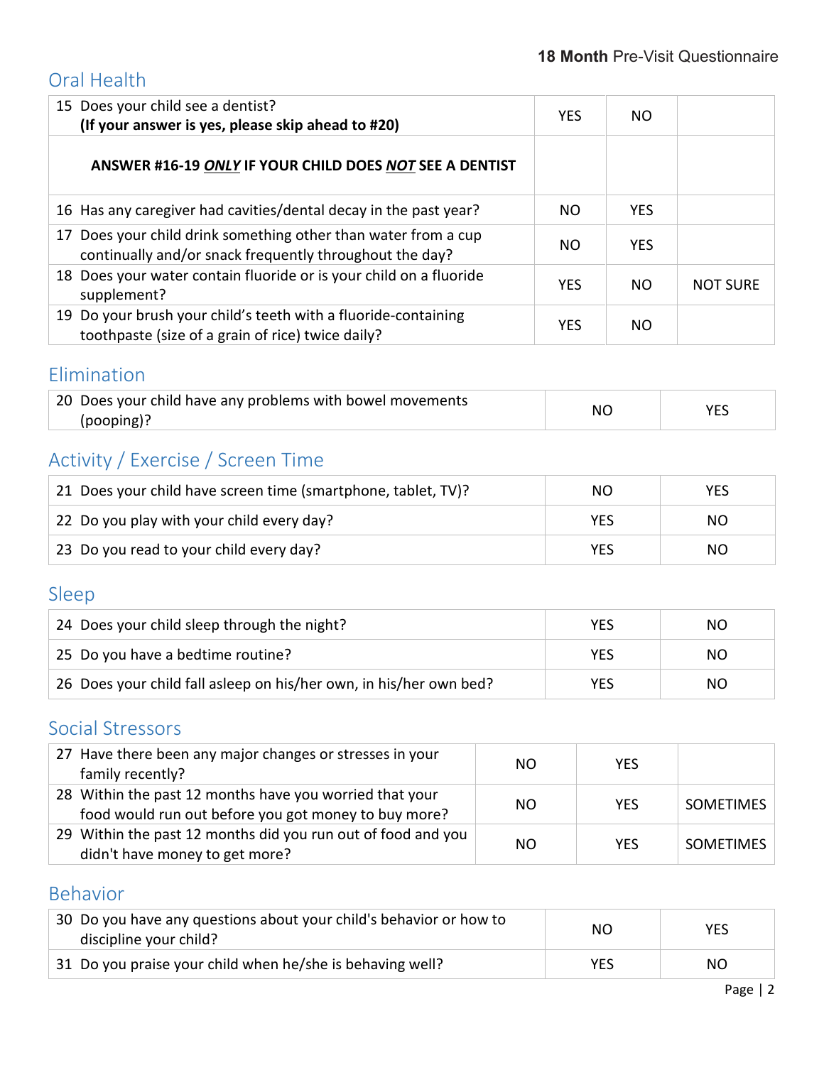## Oral Health

| | | | |
|---|---|---|---|
| 15 Does your child see a dentist? **(If your answer is yes, please skip ahead to #20)** | YES | NO | |
| **ANSWER #16-19 _ONLY_ IF YOUR CHILD DOES _NOT_ SEE A DENTIST** | | | |
| 16 Has any caregiver had cavities/dental decay in the past year? | NO | YES | |
| 17 Does your child drink something other than water from a cup continually and/or snack frequently throughout the day? | NO | YES | |
| 18 Does your water contain fluoride or is your child on a fluoride supplement? | YES | NO | NOT SURE |
| 19 Do your brush your child's teeth with a fluoride-containing toothpaste (size of a grain of rice) twice daily? | YES | NO | |

## Elimination

| | | |
|---|---|---|
| 20 Does your child have any problems with bowel movements (pooping)? | NO | YES |

## Activity / Exercise / Screen Time

| | | |
|---|---|---|
| 21 Does your child have screen time (smartphone, tablet, TV)? | NO | YES |
| 22 Do you play with your child every day? | YES | NO |
| 23 Do you read to your child every day? | YES | NO |

## Sleep

| | | |
|---|---|---|
| 24 Does your child sleep through the night? | YES | NO |
| 25 Do you have a bedtime routine? | YES | NO |
| 26 Does your child fall asleep on his/her own, in his/her own bed? | YES | NO |

## Social Stressors

| | | | |
|---|---|---|---|
| 27 Have there been any major changes or stresses in your family recently? | NO | YES | |
| 28 Within the past 12 months have you worried that your food would run out before you got money to buy more? | NO | YES | SOMETIMES |
| 29 Within the past 12 months did you run out of food and you didn't have money to get more? | NO | YES | SOMETIMES |

## Behavior

| | | |
|---|---|---|
| 30 Do you have any questions about your child's behavior or how to discipline your child? | NO | YES |
| 31 Do you praise your child when he/she is behaving well? | YES | NO |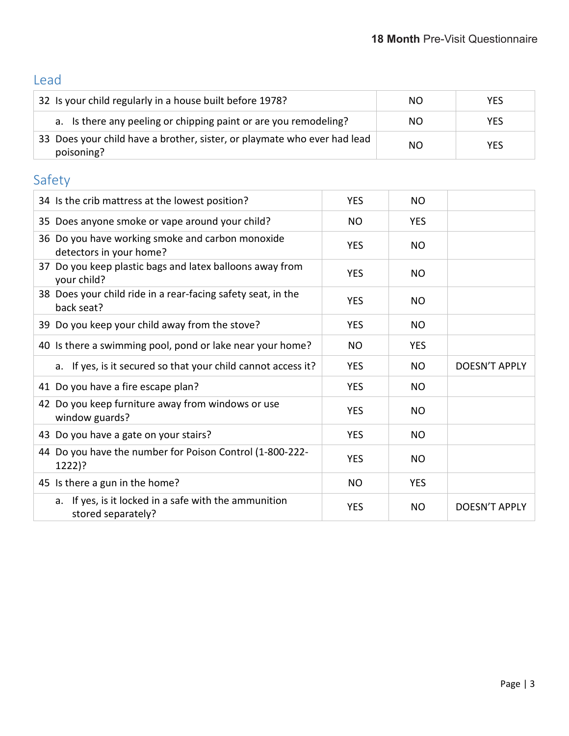## Lead

| | | |
|---|---|---|
| 32 Is your child regularly in a house built before 1978? | NO | YES |
| a. Is there any peeling or chipping paint or are you remodeling? | NO | YES |
| 33 Does your child have a brother, sister, or playmate who ever had lead poisoning? | NO | YES |

## Safety

| | | | |
|---|---|---|---|
| 34 Is the crib mattress at the lowest position? | YES | NO | |
| 35 Does anyone smoke or vape around your child? | NO | YES | |
| 36 Do you have working smoke and carbon monoxide detectors in your home? | YES | NO | |
| 37 Do you keep plastic bags and latex balloons away from your child? | YES | NO | |
| 38 Does your child ride in a rear-facing safety seat, in the back seat? | YES | NO | |
| 39 Do you keep your child away from the stove? | YES | NO | |
| 40 Is there a swimming pool, pond or lake near your home? | NO | YES | |
| a. If yes, is it secured so that your child cannot access it? | YES | NO | DOESN'T APPLY |
| 41 Do you have a fire escape plan? | YES | NO | |
| 42 Do you keep furniture away from windows or use window guards? | YES | NO | |
| 43 Do you have a gate on your stairs? | YES | NO | |
| 44 Do you have the number for Poison Control (1-800-222-1222)? | YES | NO | |
| 45 Is there a gun in the home? | NO | YES | |
| a. If yes, is it locked in a safe with the ammunition stored separately? | YES | NO | DOESN'T APPLY |